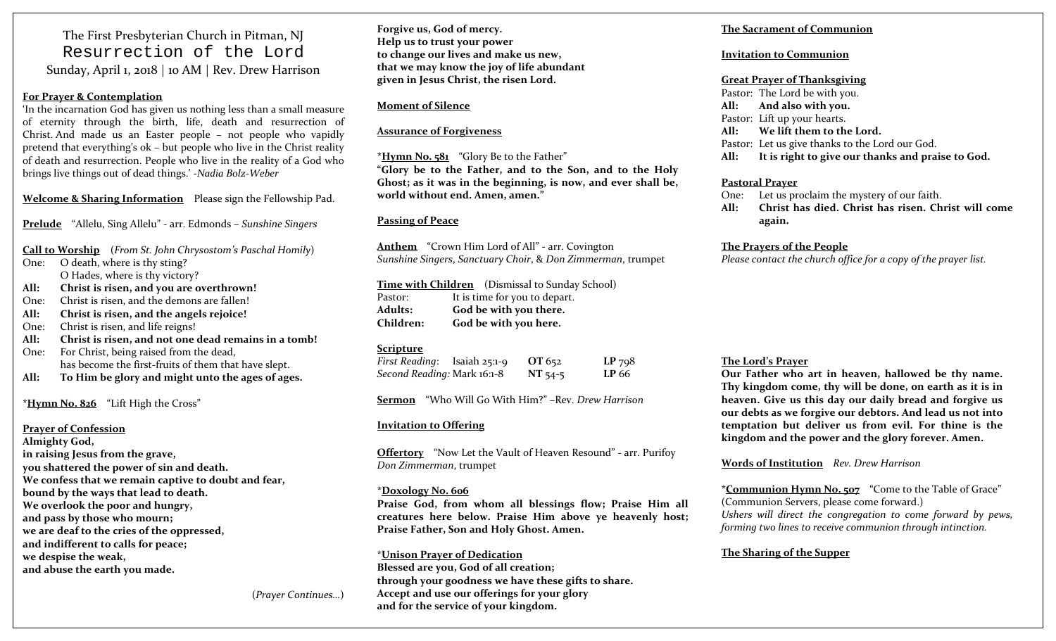The First Presbyterian Church in Pitman, NJ

# Resurrection of the Lord

Sunday, April 1, 2018 | 10 AM | Rev. Drew Harrison

**For Prayer & Contemplation**

'In the incarnation God has given us nothing less than a small measure of eternity through the birth, life, death and resurrection of Christ. And made us an Easter people – not people who vapidly pretend that everything's ok – but people who live in the Christ reality of death and resurrection. People who live in the reality of a God who brings live things out of dead things.' -*Nadia Bolz-Weber*

**Welcome & Sharing Information** Please sign the Fellowship Pad.

**Prelude** "Allelu, Sing Allelu" - arr. Edmonds – *Sunshine Singers*

**Call to Worship** (*From St. John Chrysostom's Paschal Homily*)

One: O death, where is thy sting?
O Hades, where is thy victory?
**All: Christ is risen, and you are overthrown!**
One: Christ is risen, and the demons are fallen!
**All: Christ is risen, and the angels rejoice!**
One: Christ is risen, and life reigns!
**All: Christ is risen, and not one dead remains in a tomb!**
One: For Christ, being raised from the dead,
has become the first-fruits of them that have slept.
**All: To Him be glory and might unto the ages of ages.**

\***Hymn No. 826** "Lift High the Cross"

**Prayer of Confession**

**Almighty God,
in raising Jesus from the grave,
you shattered the power of sin and death.
We confess that we remain captive to doubt and fear,
bound by the ways that lead to death.
We overlook the poor and hungry,
and pass by those who mourn;
we are deaf to the cries of the oppressed,
and indifferent to calls for peace;
we despise the weak,
and abuse the earth you made.**

(*Prayer Continues…*)

**Forgive us, God of mercy.
Help us to trust your power
to change our lives and make us new,
that we may know the joy of life abundant
given in Jesus Christ, the risen Lord.**

**Moment of Silence**

**Assurance of Forgiveness**

\***Hymn No. 581** "Glory Be to the Father"

**"Glory be to the Father, and to the Son, and to the Holy Ghost; as it was in the beginning, is now, and ever shall be, world without end. Amen, amen."**

**Passing of Peace**

**Anthem** "Crown Him Lord of All" - arr. Covington
*Sunshine Singers*, *Sanctuary Choir*, & *Don Zimmerman*, trumpet

**Time with Children** (Dismissal to Sunday School)

Pastor: It is time for you to depart.
**Adults: God be with you there.**
**Children: God be with you here.**

**Scripture**

| | | | |
|---|---|---|---|
| *First Reading*: Isaiah 25:1-9 | **OT** 652 | **LP** 798 |
| *Second Reading*: Mark 16:1-8 | **NT** 54-5 | **LP** 66 |

**Sermon** "Who Will Go With Him?" –Rev. *Drew Harrison*

**Invitation to Offering**

**Offertory** "Now Let the Vault of Heaven Resound" - arr. Purifoy
*Don Zimmerman*, trumpet

\***Doxology No. 606**

**Praise God, from whom all blessings flow; Praise Him all creatures here below. Praise Him above ye heavenly host; Praise Father, Son and Holy Ghost. Amen.**

\***Unison Prayer of Dedication**

**Blessed are you, God of all creation;
through your goodness we have these gifts to share.
Accept and use our offerings for your glory
and for the service of your kingdom.**

**The Sacrament of Communion**

**Invitation to Communion**

**Great Prayer of Thanksgiving**

Pastor: The Lord be with you.
**All: And also with you.**
Pastor: Lift up your hearts.
**All: We lift them to the Lord.**
Pastor: Let us give thanks to the Lord our God.
**All: It is right to give our thanks and praise to God.**

**Pastoral Prayer**

One: Let us proclaim the mystery of our faith.
**All: Christ has died. Christ has risen. Christ will come again.**

**The Prayers of the People**

*Please contact the church office for a copy of the prayer list.*

**The Lord's Prayer**

**Our Father who art in heaven, hallowed be thy name. Thy kingdom come, thy will be done, on earth as it is in heaven. Give us this day our daily bread and forgive us our debts as we forgive our debtors. And lead us not into temptation but deliver us from evil. For thine is the kingdom and the power and the glory forever. Amen.**

**Words of Institution** *Rev. Drew Harrison*

\***Communion Hymn No. 507** "Come to the Table of Grace"
(Communion Servers, please come forward.)
*Ushers will direct the congregation to come forward by pews, forming two lines to receive communion through intinction.*

**The Sharing of the Supper**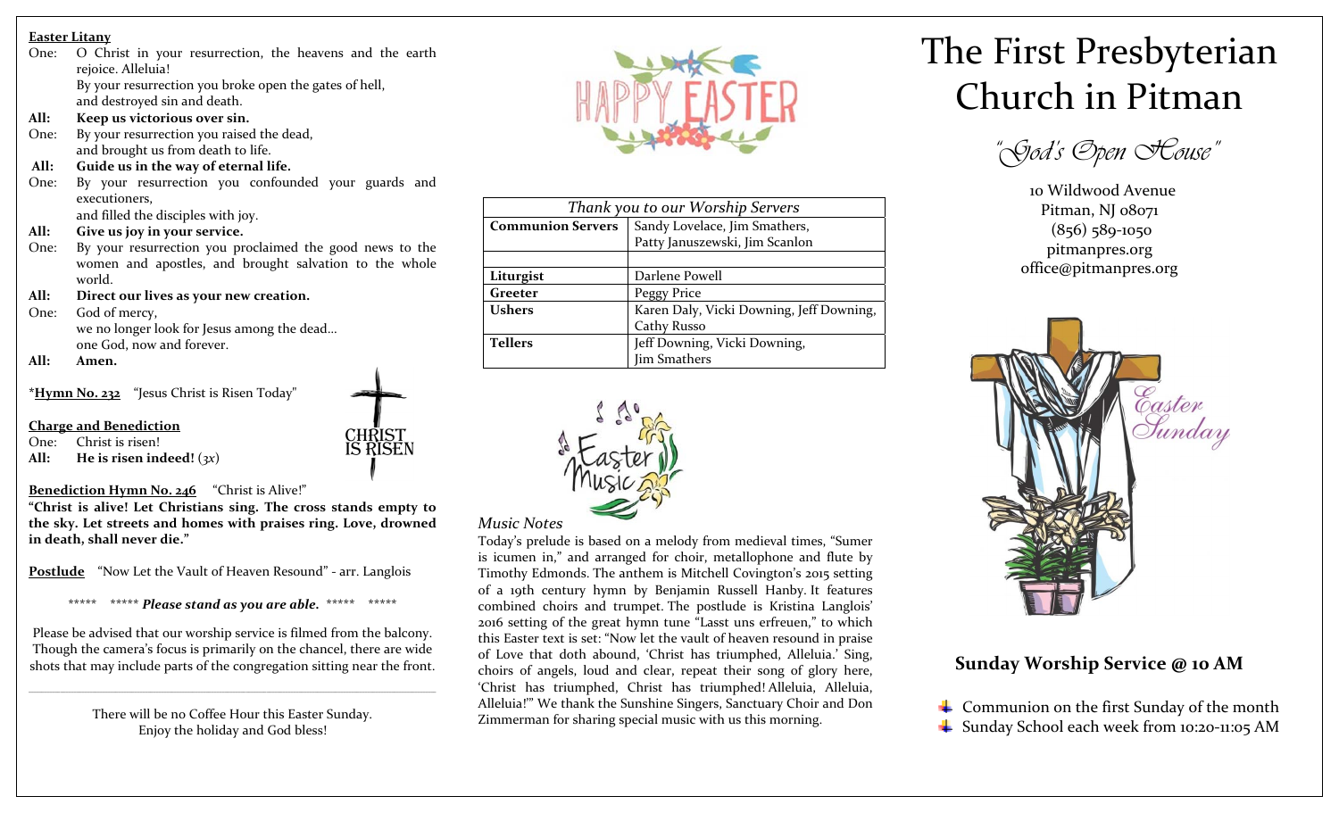**Easter Litany**

One: O Christ in your resurrection, the heavens and the earth rejoice. Alleluia!
By your resurrection you broke open the gates of hell, and destroyed sin and death.

**All: Keep us victorious over sin.**

One: By your resurrection you raised the dead, and brought us from death to life.

**All: Guide us in the way of eternal life.**

One: By your resurrection you confounded your guards and executioners, and filled the disciples with joy.

**All: Give us joy in your service.**

One: By your resurrection you proclaimed the good news to the women and apostles, and brought salvation to the whole world.

**All: Direct our lives as your new creation.**

One: God of mercy,
we no longer look for Jesus among the dead…
one God, now and forever.

**All: Amen.**

*__Hymn No. 232__ "Jesus Christ is Risen Today"

CHRIST IS RISEN

**Charge and Benediction**

One: Christ is risen!

**All: He is risen indeed!** (3x)

**Benediction Hymn No. 246** "Christ is Alive!"

**"Christ is alive! Let Christians sing. The cross stands empty to the sky. Let streets and homes with praises ring. Love, drowned in death, shall never die."**

**Postlude** "Now Let the Vault of Heaven Resound" - arr. Langlois

\*\*\*\*\* \*\*\*\*\* ***Please stand as you are able.*** \*\*\*\*\* \*\*\*\*\*

Please be advised that our worship service is filmed from the balcony. Though the camera's focus is primarily on the chancel, there are wide shots that may include parts of the congregation sitting near the front.

---

There will be no Coffee Hour this Easter Sunday.
Enjoy the holiday and God bless!

HAPPY EASTER

| *Thank you to our Worship Servers* | |
|---|---|
| **Communion Servers** | Sandy Lovelace, Jim Smathers, Patty Januszewski, Jim Scanlon |
| | |
| **Liturgist** | Darlene Powell |
| **Greeter** | Peggy Price |
| **Ushers** | Karen Daly, Vicki Downing, Jeff Downing, Cathy Russo |
| **Tellers** | Jeff Downing, Vicki Downing, Jim Smathers |

Easter Music

*Music Notes*

Today's prelude is based on a melody from medieval times, "Sumer is icumen in," and arranged for choir, metallophone and flute by Timothy Edmonds. The anthem is Mitchell Covington's 2015 setting of a 19th century hymn by Benjamin Russell Hanby. It features combined choirs and trumpet. The postlude is Kristina Langlois' 2016 setting of the great hymn tune "Lasst uns erfreuen," to which this Easter text is set: "Now let the vault of heaven resound in praise of Love that doth abound, 'Christ has triumphed, Alleluia.' Sing, choirs of angels, loud and clear, repeat their song of glory here, 'Christ has triumphed, Christ has triumphed! Alleluia, Alleluia, Alleluia!'" We thank the Sunshine Singers, Sanctuary Choir and Don Zimmerman for sharing special music with us this morning.

# The First Presbyterian Church in Pitman

*"God's Open House"*

10 Wildwood Avenue
Pitman, NJ 08071
(856) 589-1050
pitmanpres.org
office@pitmanpres.org

Easter Sunday

## Sunday Worship Service @ 10 AM

- Communion on the first Sunday of the month
- Sunday School each week from 10:20-11:05 AM